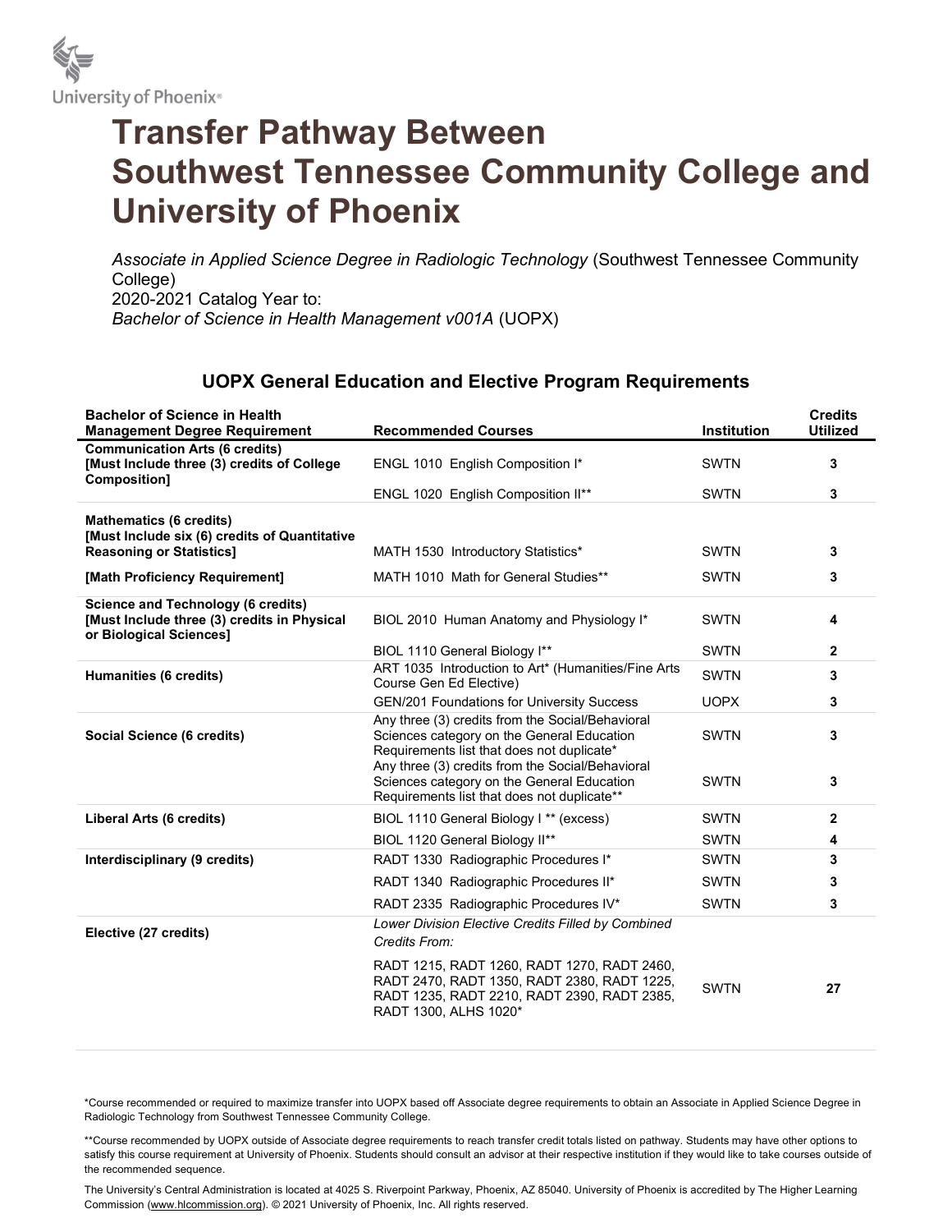University of Phoenix®

# Transfer Pathway Between Southwest Tennessee Community College and University of Phoenix

*Associate in Applied Science Degree in Radiologic Technology* (Southwest Tennessee Community College)
2020-2021 Catalog Year to:
*Bachelor of Science in Health Management v001A* (UOPX)

## UOPX General Education and Elective Program Requirements

| Bachelor of Science in Health Management Degree Requirement | Recommended Courses | Institution | Credits Utilized |
|---|---|---|---|
| **Communication Arts (6 credits) [Must Include three (3) credits of College Composition]** | ENGL 1010 English Composition I* | SWTN | 3 |
| | ENGL 1020 English Composition II** | SWTN | 3 |
| **Mathematics (6 credits) [Must Include six (6) credits of Quantitative Reasoning or Statistics]** | MATH 1530 Introductory Statistics* | SWTN | 3 |
| **[Math Proficiency Requirement]** | MATH 1010 Math for General Studies** | SWTN | 3 |
| **Science and Technology (6 credits) [Must Include three (3) credits in Physical or Biological Sciences]** | BIOL 2010 Human Anatomy and Physiology I* | SWTN | 4 |
| | BIOL 1110 General Biology I** | SWTN | 2 |
| **Humanities (6 credits)** | ART 1035 Introduction to Art* (Humanities/Fine Arts Course Gen Ed Elective) | SWTN | 3 |
| | GEN/201 Foundations for University Success | UOPX | 3 |
| **Social Science (6 credits)** | Any three (3) credits from the Social/Behavioral Sciences category on the General Education Requirements list that does not duplicate* | SWTN | 3 |
| | Any three (3) credits from the Social/Behavioral Sciences category on the General Education Requirements list that does not duplicate** | SWTN | 3 |
| **Liberal Arts (6 credits)** | BIOL 1110 General Biology I ** (excess) | SWTN | 2 |
| | BIOL 1120 General Biology II** | SWTN | 4 |
| **Interdisciplinary (9 credits)** | RADT 1330 Radiographic Procedures I* | SWTN | 3 |
| | RADT 1340 Radiographic Procedures II* | SWTN | 3 |
| | RADT 2335 Radiographic Procedures IV* | SWTN | 3 |
| **Elective (27 credits)** | *Lower Division Elective Credits Filled by Combined Credits From:* RADT 1215, RADT 1260, RADT 1270, RADT 2460, RADT 2470, RADT 1350, RADT 2380, RADT 1225, RADT 1235, RADT 2210, RADT 2390, RADT 2385, RADT 1300, ALHS 1020* | SWTN | 27 |

*Course recommended or required to maximize transfer into UOPX based off Associate degree requirements to obtain an Associate in Applied Science Degree in Radiologic Technology from Southwest Tennessee Community College.

**Course recommended by UOPX outside of Associate degree requirements to reach transfer credit totals listed on pathway. Students may have other options to satisfy this course requirement at University of Phoenix. Students should consult an advisor at their respective institution if they would like to take courses outside of the recommended sequence.

The University's Central Administration is located at 4025 S. Riverpoint Parkway, Phoenix, AZ 85040. University of Phoenix is accredited by The Higher Learning Commission (www.hlcommission.org). © 2021 University of Phoenix, Inc. All rights reserved.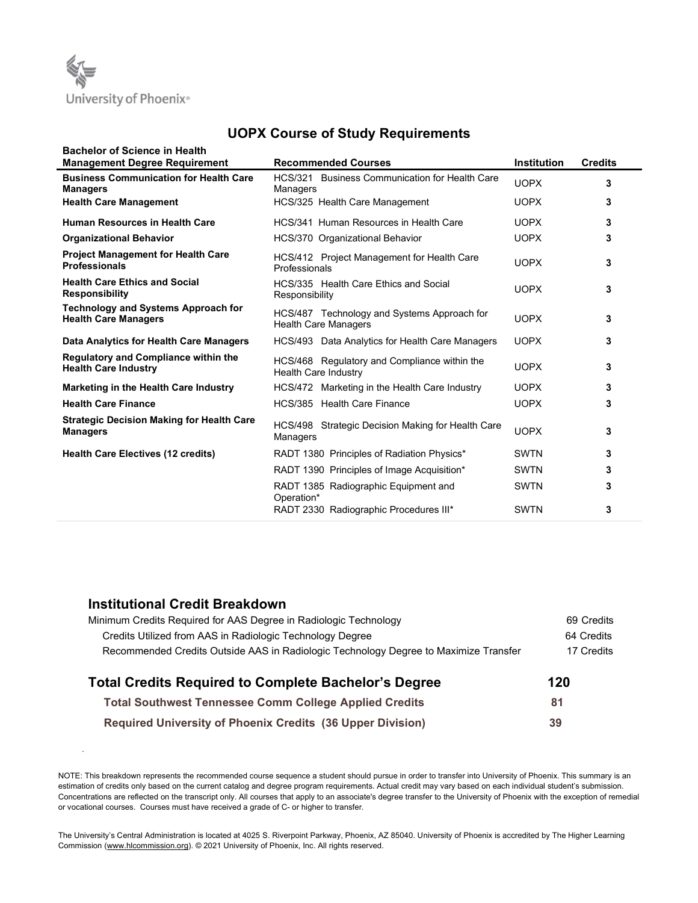University of Phoenix®

## UOPX Course of Study Requirements

| Bachelor of Science in Health Management Degree Requirement | Recommended Courses | Institution | Credits |
|---|---|---|---|
| **Business Communication for Health Care Managers** | HCS/321 Business Communication for Health Care Managers | UOPX | 3 |
| **Health Care Management** | HCS/325 Health Care Management | UOPX | 3 |
| **Human Resources in Health Care** | HCS/341 Human Resources in Health Care | UOPX | 3 |
| **Organizational Behavior** | HCS/370 Organizational Behavior | UOPX | 3 |
| **Project Management for Health Care Professionals** | HCS/412 Project Management for Health Care Professionals | UOPX | 3 |
| **Health Care Ethics and Social Responsibility** | HCS/335 Health Care Ethics and Social Responsibility | UOPX | 3 |
| **Technology and Systems Approach for Health Care Managers** | HCS/487 Technology and Systems Approach for Health Care Managers | UOPX | 3 |
| **Data Analytics for Health Care Managers** | HCS/493 Data Analytics for Health Care Managers | UOPX | 3 |
| **Regulatory and Compliance within the Health Care Industry** | HCS/468 Regulatory and Compliance within the Health Care Industry | UOPX | 3 |
| **Marketing in the Health Care Industry** | HCS/472 Marketing in the Health Care Industry | UOPX | 3 |
| **Health Care Finance** | HCS/385 Health Care Finance | UOPX | 3 |
| **Strategic Decision Making for Health Care Managers** | HCS/498 Strategic Decision Making for Health Care Managers | UOPX | 3 |
| **Health Care Electives (12 credits)** | RADT 1380 Principles of Radiation Physics* | SWTN | 3 |
| | RADT 1390 Principles of Image Acquisition* | SWTN | 3 |
| | RADT 1385 Radiographic Equipment and Operation* | SWTN | 3 |
| | RADT 2330 Radiographic Procedures III* | SWTN | 3 |

### Institutional Credit Breakdown

| | |
|---|---|
| Minimum Credits Required for AAS Degree in Radiologic Technology | 69 Credits |
| Credits Utilized from AAS in Radiologic Technology Degree | 64 Credits |
| Recommended Credits Outside AAS in Radiologic Technology Degree to Maximize Transfer | 17 Credits |

| | |
|---|---|
| **Total Credits Required to Complete Bachelor's Degree** | **120** |
| **Total Southwest Tennessee Comm College Applied Credits** | **81** |
| **Required University of Phoenix Credits (36 Upper Division)** | **39** |

NOTE: This breakdown represents the recommended course sequence a student should pursue in order to transfer into University of Phoenix. This summary is an estimation of credits only based on the current catalog and degree program requirements. Actual credit may vary based on each individual student's submission. Concentrations are reflected on the transcript only. All courses that apply to an associate's degree transfer to the University of Phoenix with the exception of remedial or vocational courses. Courses must have received a grade of C- or higher to transfer.

The University's Central Administration is located at 4025 S. Riverpoint Parkway, Phoenix, AZ 85040. University of Phoenix is accredited by The Higher Learning Commission (www.hlcommission.org). © 2021 University of Phoenix, Inc. All rights reserved.